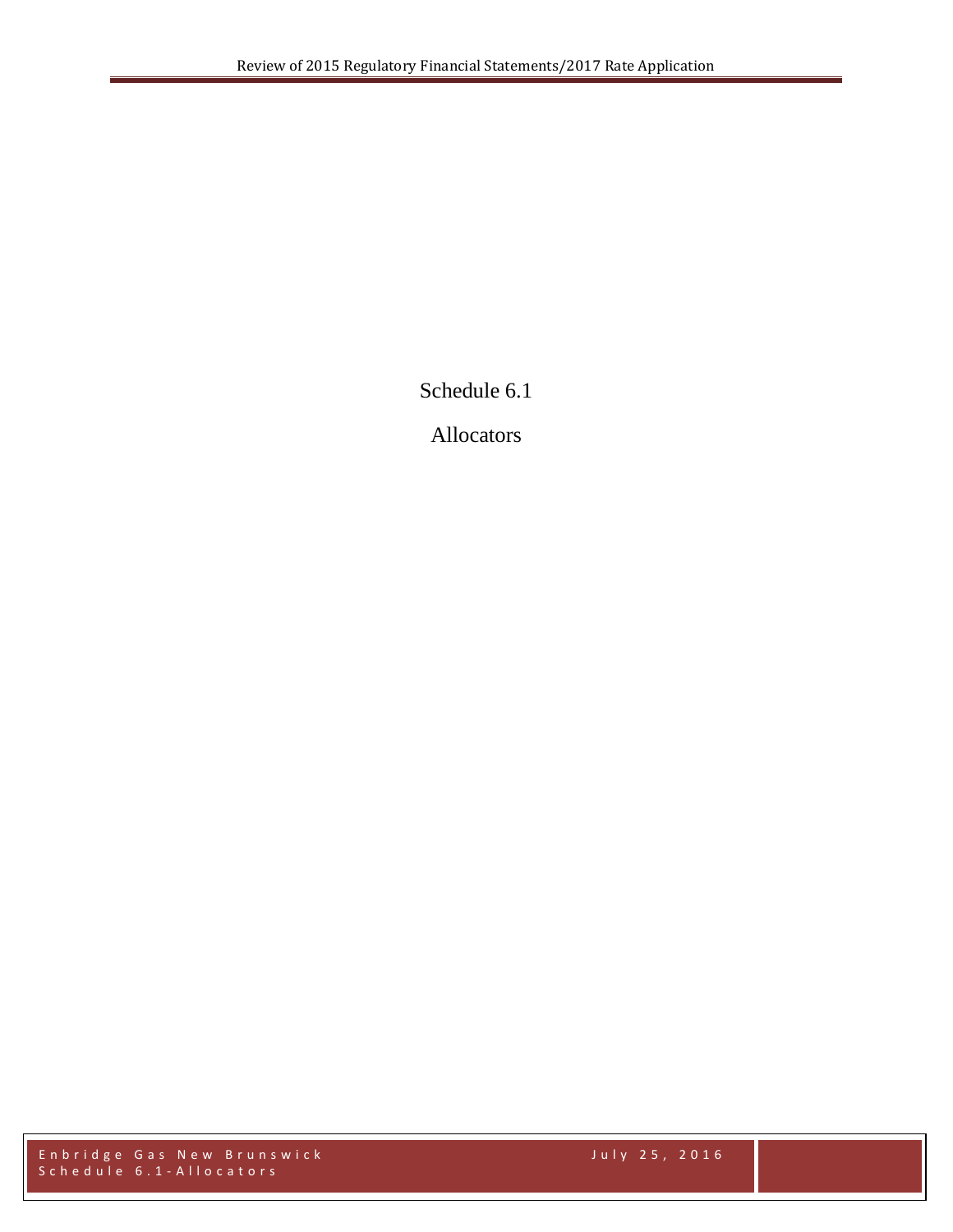# Schedule 6.1

## Allocators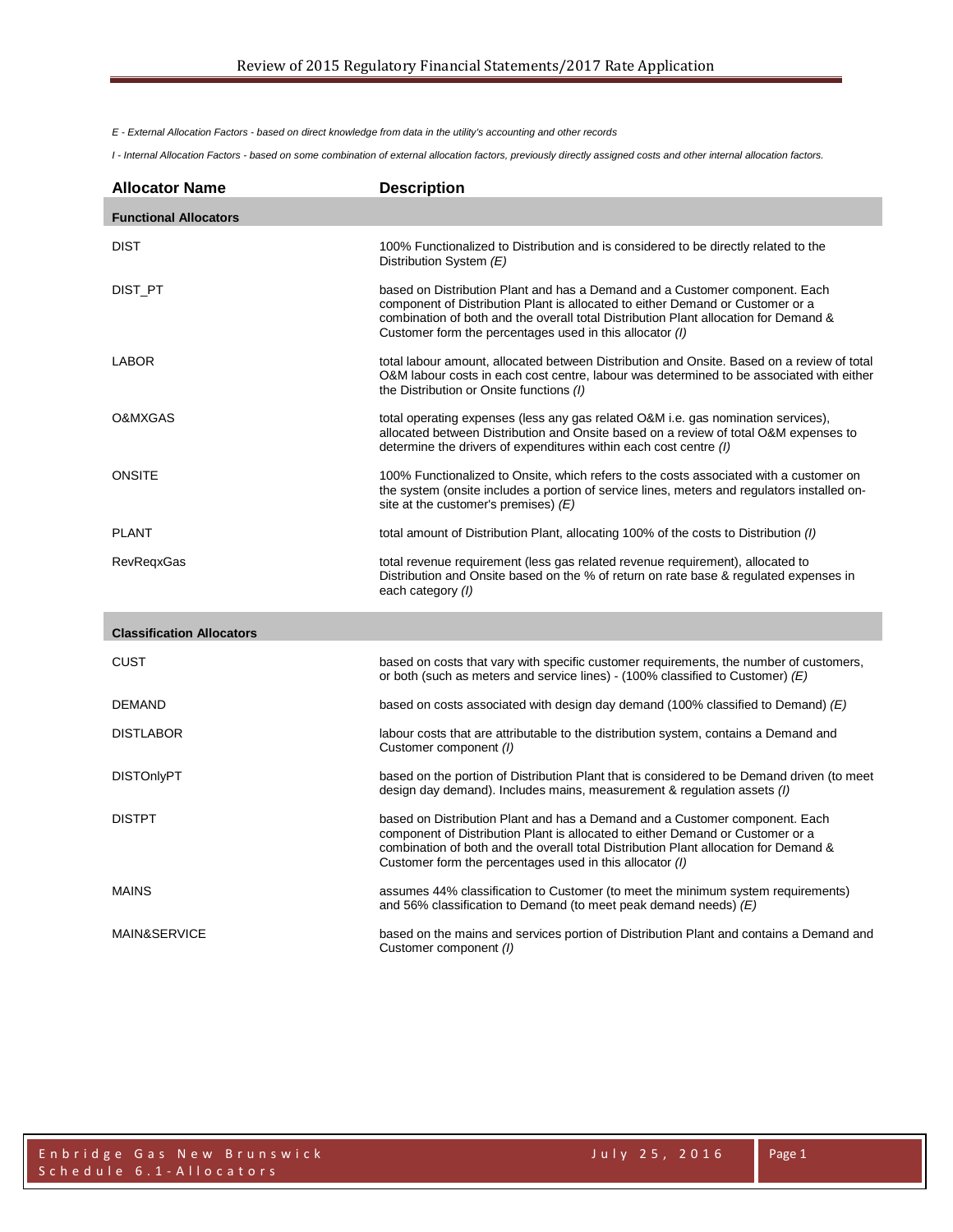*E - External Allocation Factors - based on direct knowledge from data in the utility's accounting and other records*

*I - Internal Allocation Factors - based on some combination of external allocation factors, previously directly assigned costs and other internal allocation factors.*

| Allocator Name | Description |
|---|---|
| **Functional Allocators** | |
| DIST | 100% Functionalized to Distribution and is considered to be directly related to the Distribution System *(E)* |
| DIST_PT | based on Distribution Plant and has a Demand and a Customer component. Each component of Distribution Plant is allocated to either Demand or Customer or a combination of both and the overall total Distribution Plant allocation for Demand & Customer form the percentages used in this allocator *(I)* |
| LABOR | total labour amount, allocated between Distribution and Onsite. Based on a review of total O&M labour costs in each cost centre, labour was determined to be associated with either the Distribution or Onsite functions *(I)* |
| O&MXGAS | total operating expenses (less any gas related O&M i.e. gas nomination services), allocated between Distribution and Onsite based on a review of total O&M expenses to determine the drivers of expenditures within each cost centre *(I)* |
| ONSITE | 100% Functionalized to Onsite, which refers to the costs associated with a customer on the system (onsite includes a portion of service lines, meters and regulators installed on-site at the customer's premises) *(E)* |
| PLANT | total amount of Distribution Plant, allocating 100% of the costs to Distribution *(I)* |
| RevReqxGas | total revenue requirement (less gas related revenue requirement), allocated to Distribution and Onsite based on the % of return on rate base & regulated expenses in each category *(I)* |
| **Classification Allocators** | |
| CUST | based on costs that vary with specific customer requirements, the number of customers, or both (such as meters and service lines) - (100% classified to Customer) *(E)* |
| DEMAND | based on costs associated with design day demand (100% classified to Demand) *(E)* |
| DISTLABOR | labour costs that are attributable to the distribution system, contains a Demand and Customer component *(I)* |
| DISTOnlyPT | based on the portion of Distribution Plant that is considered to be Demand driven (to meet design day demand). Includes mains, measurement & regulation assets *(I)* |
| DISTPT | based on Distribution Plant and has a Demand and a Customer component. Each component of Distribution Plant is allocated to either Demand or Customer or a combination of both and the overall total Distribution Plant allocation for Demand & Customer form the percentages used in this allocator *(I)* |
| MAINS | assumes 44% classification to Customer (to meet the minimum system requirements) and 56% classification to Demand (to meet peak demand needs) *(E)* |
| MAIN&SERVICE | based on the mains and services portion of Distribution Plant and contains a Demand and Customer component *(I)* |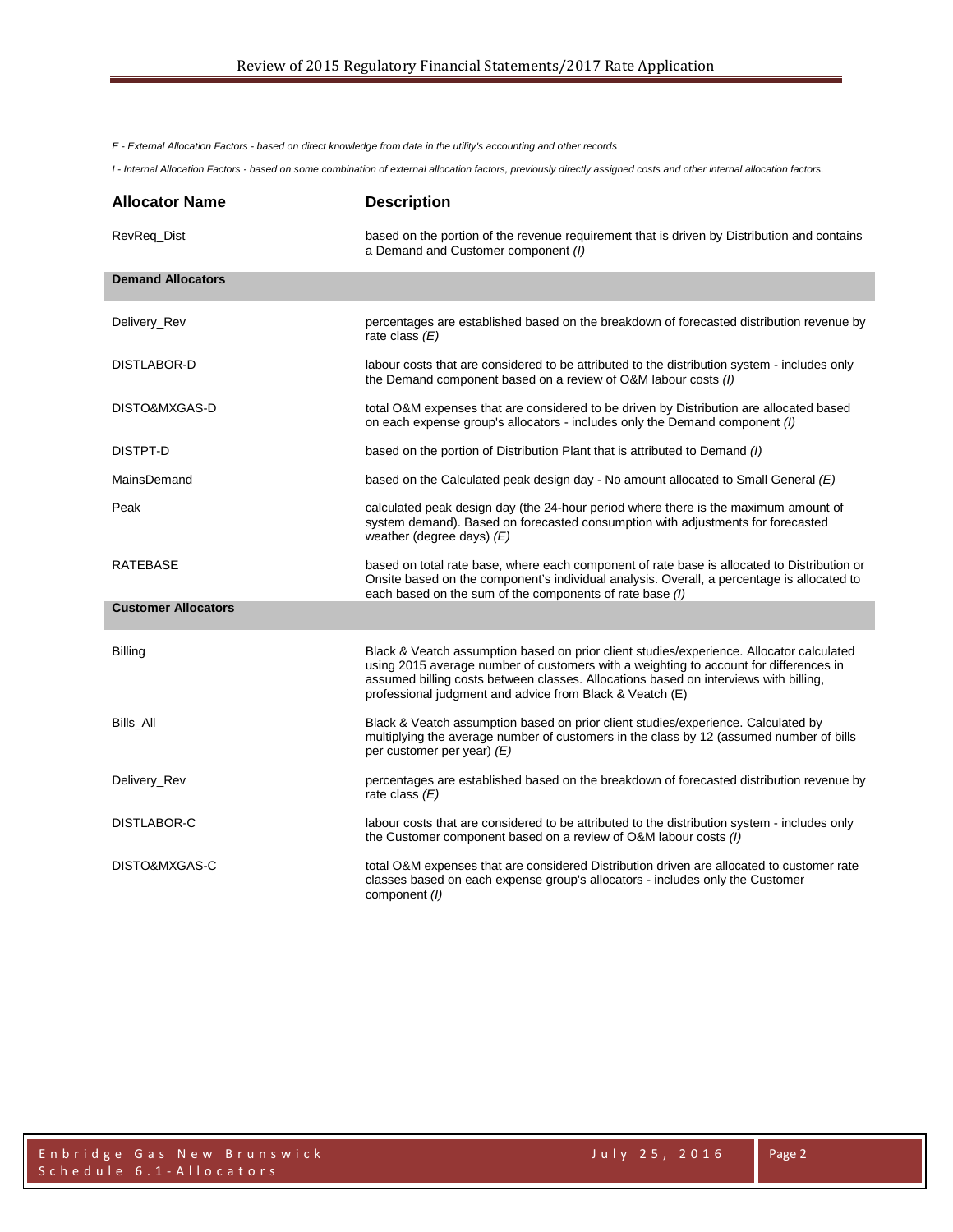*E - External Allocation Factors - based on direct knowledge from data in the utility's accounting and other records*

*I - Internal Allocation Factors - based on some combination of external allocation factors, previously directly assigned costs and other internal allocation factors.*

| Allocator Name | Description |
|---|---|
| RevReq_Dist | based on the portion of the revenue requirement that is driven by Distribution and contains a Demand and Customer component *(I)* |
| **Demand Allocators** | |
| Delivery_Rev | percentages are established based on the breakdown of forecasted distribution revenue by rate class *(E)* |
| DISTLABOR-D | labour costs that are considered to be attributed to the distribution system - includes only the Demand component based on a review of O&M labour costs *(I)* |
| DISTO&MXGAS-D | total O&M expenses that are considered to be driven by Distribution are allocated based on each expense group's allocators - includes only the Demand component *(I)* |
| DISTPT-D | based on the portion of Distribution Plant that is attributed to Demand *(I)* |
| MainsDemand | based on the Calculated peak design day - No amount allocated to Small General *(E)* |
| Peak | calculated peak design day (the 24-hour period where there is the maximum amount of system demand). Based on forecasted consumption with adjustments for forecasted weather (degree days) *(E)* |
| RATEBASE | based on total rate base, where each component of rate base is allocated to Distribution or Onsite based on the component's individual analysis. Overall, a percentage is allocated to each based on the sum of the components of rate base *(I)* |
| **Customer Allocators** | |
| Billing | Black & Veatch assumption based on prior client studies/experience. Allocator calculated using 2015 average number of customers with a weighting to account for differences in assumed billing costs between classes. Allocations based on interviews with billing, professional judgment and advice from Black & Veatch (E) |
| Bills_All | Black & Veatch assumption based on prior client studies/experience. Calculated by multiplying the average number of customers in the class by 12 (assumed number of bills per customer per year) *(E)* |
| Delivery_Rev | percentages are established based on the breakdown of forecasted distribution revenue by rate class *(E)* |
| DISTLABOR-C | labour costs that are considered to be attributed to the distribution system - includes only the Customer component based on a review of O&M labour costs *(I)* |
| DISTO&MXGAS-C | total O&M expenses that are considered Distribution driven are allocated to customer rate classes based on each expense group's allocators - includes only the Customer component *(I)* |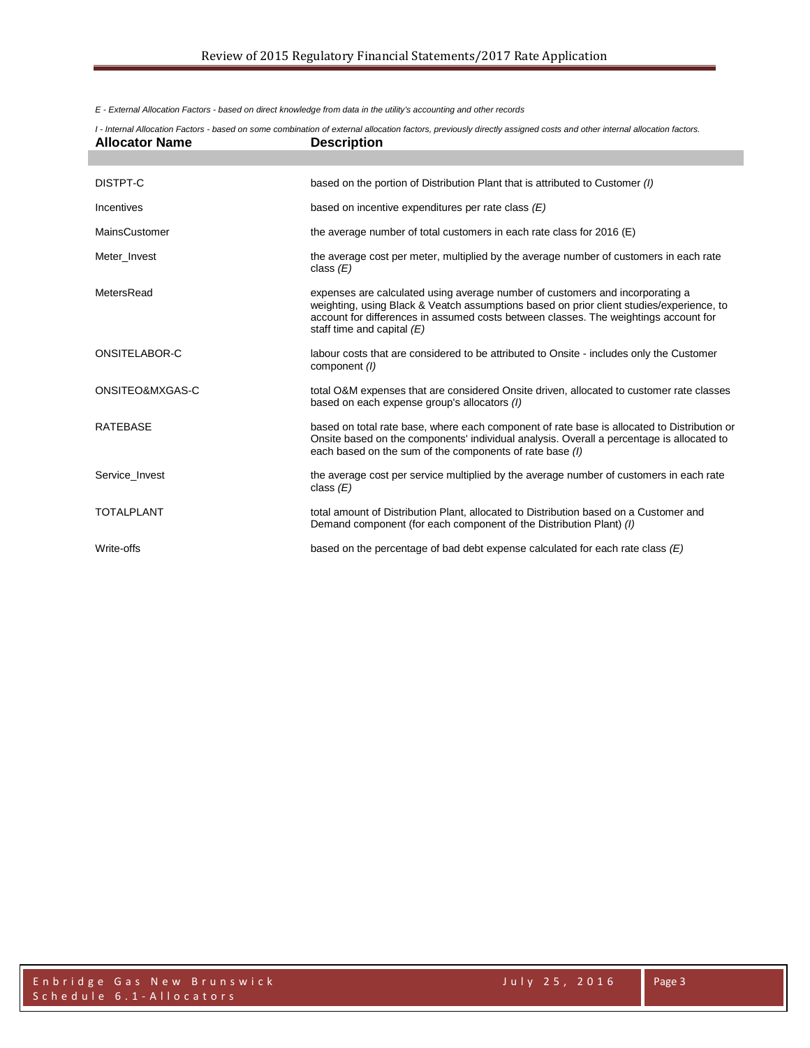*E - External Allocation Factors - based on direct knowledge from data in the utility's accounting and other records*

*I - Internal Allocation Factors - based on some combination of external allocation factors, previously directly assigned costs and other internal allocation factors.*

| Allocator Name | Description |
|---|---|
| DISTPT-C | based on the portion of Distribution Plant that is attributed to Customer *(I)* |
| Incentives | based on incentive expenditures per rate class *(E)* |
| MainsCustomer | the average number of total customers in each rate class for 2016 (E) |
| Meter_Invest | the average cost per meter, multiplied by the average number of customers in each rate class *(E)* |
| MetersRead | expenses are calculated using average number of customers and incorporating a weighting, using Black & Veatch assumptions based on prior client studies/experience, to account for differences in assumed costs between classes. The weightings account for staff time and capital *(E)* |
| ONSITELABOR-C | labour costs that are considered to be attributed to Onsite - includes only the Customer component *(I)* |
| ONSITEO&MXGAS-C | total O&M expenses that are considered Onsite driven, allocated to customer rate classes based on each expense group's allocators *(I)* |
| RATEBASE | based on total rate base, where each component of rate base is allocated to Distribution or Onsite based on the components' individual analysis. Overall a percentage is allocated to each based on the sum of the components of rate base *(I)* |
| Service_Invest | the average cost per service multiplied by the average number of customers in each rate class *(E)* |
| TOTALPLANT | total amount of Distribution Plant, allocated to Distribution based on a Customer and Demand component (for each component of the Distribution Plant) *(I)* |
| Write-offs | based on the percentage of bad debt expense calculated for each rate class *(E)* |